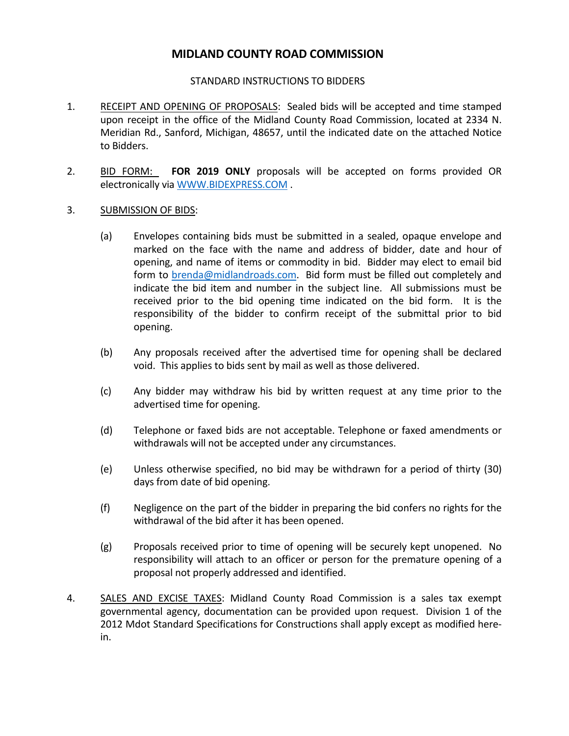# MIDLAND COUNTY ROAD COMMISSION

STANDARD INSTRUCTIONS TO BIDDERS

1. RECEIPT AND OPENING OF PROPOSALS: Sealed bids will be accepted and time stamped upon receipt in the office of the Midland County Road Commission, located at 2334 N. Meridian Rd., Sanford, Michigan, 48657, until the indicated date on the attached Notice to Bidders.

2. BID FORM: **FOR 2019 ONLY** proposals will be accepted on forms provided OR electronically via [WWW.BIDEXPRESS.COM](http://WWW.BIDEXPRESS.COM) .

3. SUBMISSION OF BIDS:

   (a) Envelopes containing bids must be submitted in a sealed, opaque envelope and marked on the face with the name and address of bidder, date and hour of opening, and name of items or commodity in bid. Bidder may elect to email bid form to [brenda@midlandroads.com](mailto:brenda@midlandroads.com). Bid form must be filled out completely and indicate the bid item and number in the subject line. All submissions must be received prior to the bid opening time indicated on the bid form. It is the responsibility of the bidder to confirm receipt of the submittal prior to bid opening.

   (b) Any proposals received after the advertised time for opening shall be declared void. This applies to bids sent by mail as well as those delivered.

   (c) Any bidder may withdraw his bid by written request at any time prior to the advertised time for opening.

   (d) Telephone or faxed bids are not acceptable. Telephone or faxed amendments or withdrawals will not be accepted under any circumstances.

   (e) Unless otherwise specified, no bid may be withdrawn for a period of thirty (30) days from date of bid opening.

   (f) Negligence on the part of the bidder in preparing the bid confers no rights for the withdrawal of the bid after it has been opened.

   (g) Proposals received prior to time of opening will be securely kept unopened. No responsibility will attach to an officer or person for the premature opening of a proposal not properly addressed and identified.

4. SALES AND EXCISE TAXES: Midland County Road Commission is a sales tax exempt governmental agency, documentation can be provided upon request. Division 1 of the 2012 Mdot Standard Specifications for Constructions shall apply except as modified here-in.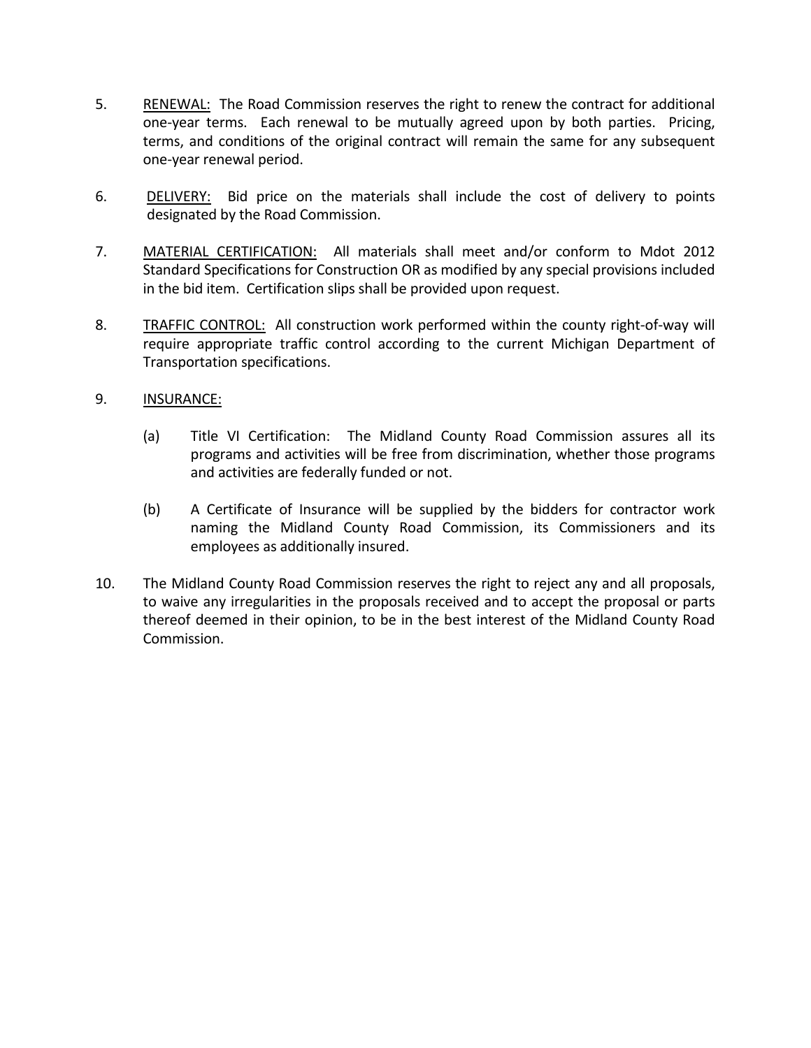5. <u>RENEWAL:</u> The Road Commission reserves the right to renew the contract for additional one-year terms. Each renewal to be mutually agreed upon by both parties. Pricing, terms, and conditions of the original contract will remain the same for any subsequent one-year renewal period.

6. <u>DELIVERY:</u> Bid price on the materials shall include the cost of delivery to points designated by the Road Commission.

7. <u>MATERIAL CERTIFICATION:</u> All materials shall meet and/or conform to Mdot 2012 Standard Specifications for Construction OR as modified by any special provisions included in the bid item. Certification slips shall be provided upon request.

8. <u>TRAFFIC CONTROL:</u> All construction work performed within the county right-of-way will require appropriate traffic control according to the current Michigan Department of Transportation specifications.

9. <u>INSURANCE:</u>

   (a) Title VI Certification: The Midland County Road Commission assures all its programs and activities will be free from discrimination, whether those programs and activities are federally funded or not.

   (b) A Certificate of Insurance will be supplied by the bidders for contractor work naming the Midland County Road Commission, its Commissioners and its employees as additionally insured.

10. The Midland County Road Commission reserves the right to reject any and all proposals, to waive any irregularities in the proposals received and to accept the proposal or parts thereof deemed in their opinion, to be in the best interest of the Midland County Road Commission.